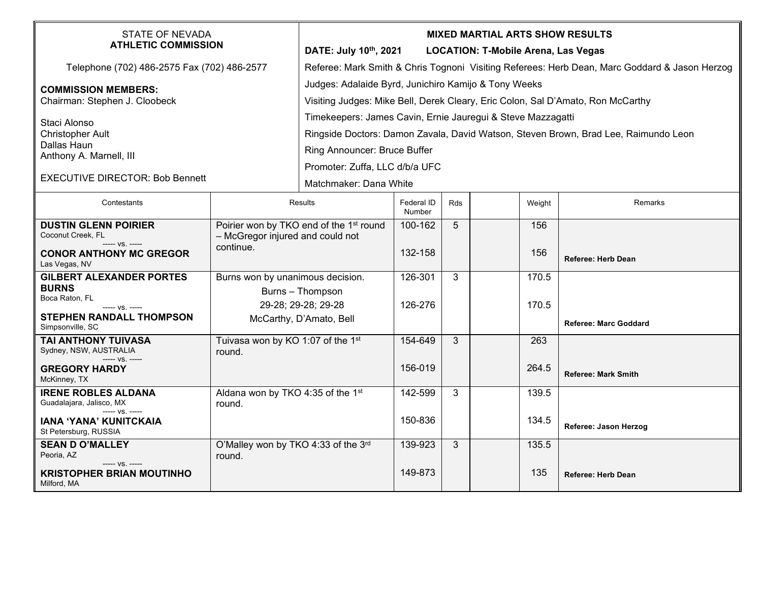STATE OF NEVADA
**ATHLETIC COMMISSION**

Telephone (702) 486-2575 Fax (702) 486-2577

**COMMISSION MEMBERS:**
Chairman: Stephen J. Cloobeck

Staci Alonso
Christopher Ault
Dallas Haun
Anthony A. Marnell, III

EXECUTIVE DIRECTOR: Bob Bennett

**MIXED MARTIAL ARTS SHOW RESULTS**

**DATE: July 10th, 2021** **LOCATION: T-Mobile Arena, Las Vegas**

Referee: Mark Smith & Chris Tognoni Visiting Referees: Herb Dean, Marc Goddard & Jason Herzog

Judges: Adalaide Byrd, Junichiro Kamijo & Tony Weeks

Visiting Judges: Mike Bell, Derek Cleary, Eric Colon, Sal D'Amato, Ron McCarthy

Timekeepers: James Cavin, Ernie Jauregui & Steve Mazzagatti

Ringside Doctors: Damon Zavala, David Watson, Steven Brown, Brad Lee, Raimundo Leon

Ring Announcer: Bruce Buffer

Promoter: Zuffa, LLC d/b/a UFC

Matchmaker: Dana White

| Contestants | Results | Federal ID Number | Rds | | Weight | Remarks |
|---|---|---|---|---|---|---|
| **DUSTIN GLENN POIRIER** Coconut Creek, FL ----- vs. ----- **CONOR ANTHONY MC GREGOR** Las Vegas, NV | Poirier won by TKO end of the 1st round – McGregor injured and could not continue. | 100-162 / 132-158 | 5 | | 156 / 156 | **Referee: Herb Dean** |
| **GILBERT ALEXANDER PORTES BURNS** Boca Raton, FL ----- vs. ----- **STEPHEN RANDALL THOMPSON** Simpsonville, SC | Burns won by unanimous decision. Burns – Thompson 29-28; 29-28; 29-28 McCarthy, D'Amato, Bell | 126-301 / 126-276 | 3 | | 170.5 / 170.5 | **Referee: Marc Goddard** |
| **TAI ANTHONY TUIVASA** Sydney, NSW, AUSTRALIA ----- vs. ----- **GREGORY HARDY** McKinney, TX | Tuivasa won by KO 1:07 of the 1st round. | 154-649 / 156-019 | 3 | | 263 / 264.5 | **Referee: Mark Smith** |
| **IRENE ROBLES ALDANA** Guadalajara, Jalisco, MX ----- vs. ----- **IANA 'YANA' KUNITCKAIA** St Petersburg, RUSSIA | Aldana won by TKO 4:35 of the 1st round. | 142-599 / 150-836 | 3 | | 139.5 / 134.5 | **Referee: Jason Herzog** |
| **SEAN D O'MALLEY** Peoria, AZ ----- vs. ----- **KRISTOPHER BRIAN MOUTINHO** Milford, MA | O'Malley won by TKO 4:33 of the 3rd round. | 139-923 / 149-873 | 3 | | 135.5 / 135 | **Referee: Herb Dean** |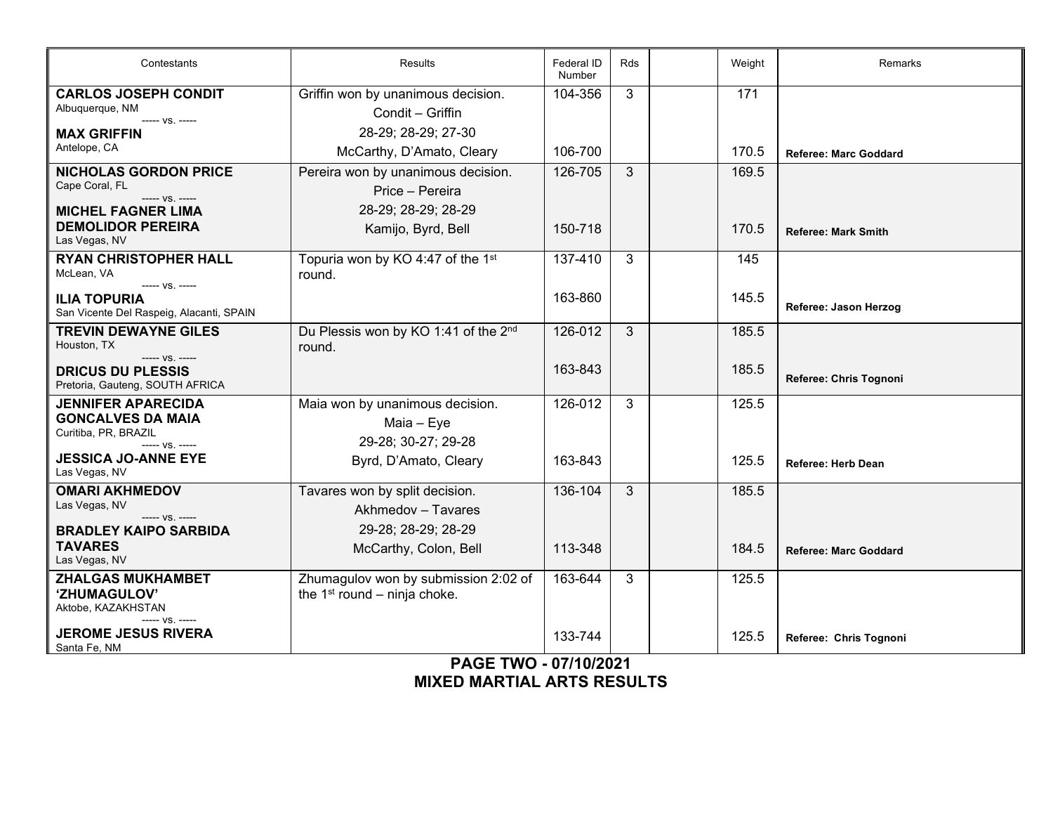| Contestants | Results | Federal ID Number | Rds | | Weight | Remarks |
|---|---|---|---|---|---|---|
| **CARLOS JOSEPH CONDIT**<br>Albuquerque, NM<br>----- vs. -----<br>**MAX GRIFFIN**<br>Antelope, CA | Griffin won by unanimous decision.<br>Condit – Griffin<br>28-29; 28-29; 27-30<br>McCarthy, D'Amato, Cleary | 104-356<br><br>106-700 | 3 | | 171<br><br>170.5 | **Referee: Marc Goddard** |
| **NICHOLAS GORDON PRICE**<br>Cape Coral, FL<br>----- vs. -----<br>**MICHEL FAGNER LIMA DEMOLIDOR PEREIRA**<br>Las Vegas, NV | Pereira won by unanimous decision.<br>Price – Pereira<br>28-29; 28-29; 28-29<br>Kamijo, Byrd, Bell | 126-705<br><br>150-718 | 3 | | 169.5<br><br>170.5 | **Referee: Mark Smith** |
| **RYAN CHRISTOPHER HALL**<br>McLean, VA<br>----- vs. -----<br>**ILIA TOPURIA**<br>San Vicente Del Raspeig, Alacanti, SPAIN | Topuria won by KO 4:47 of the 1st round. | 137-410<br><br>163-860 | 3 | | 145<br><br>145.5 | **Referee: Jason Herzog** |
| **TREVIN DEWAYNE GILES**<br>Houston, TX<br>----- vs. -----<br>**DRICUS DU PLESSIS**<br>Pretoria, Gauteng, SOUTH AFRICA | Du Plessis won by KO 1:41 of the 2nd round. | 126-012<br><br>163-843 | 3 | | 185.5<br><br>185.5 | **Referee: Chris Tognoni** |
| **JENNIFER APARECIDA GONCALVES DA MAIA**<br>Curitiba, PR, BRAZIL<br>----- vs. -----<br>**JESSICA JO-ANNE EYE**<br>Las Vegas, NV | Maia won by unanimous decision.<br>Maia – Eye<br>29-28; 30-27; 29-28<br>Byrd, D'Amato, Cleary | 126-012<br><br>163-843 | 3 | | 125.5<br><br>125.5 | **Referee: Herb Dean** |
| **OMARI AKHMEDOV**<br>Las Vegas, NV<br>----- vs. -----<br>**BRADLEY KAIPO SARBIDA TAVARES**<br>Las Vegas, NV | Tavares won by split decision.<br>Akhmedov – Tavares<br>29-28; 28-29; 28-29<br>McCarthy, Colon, Bell | 136-104<br><br>113-348 | 3 | | 185.5<br><br>184.5 | **Referee: Marc Goddard** |
| **ZHALGAS MUKHAMBET 'ZHUMAGULOV'**<br>Aktobe, KAZAKHSTAN<br>----- vs. -----<br>**JEROME JESUS RIVERA**<br>Santa Fe, NM | Zhumagulov won by submission 2:02 of the 1st round – ninja choke. | 163-644<br><br>133-744 | 3 | | 125.5<br><br>125.5 | **Referee: Chris Tognoni** |

**PAGE TWO - 07/10/2021**
**MIXED MARTIAL ARTS RESULTS**